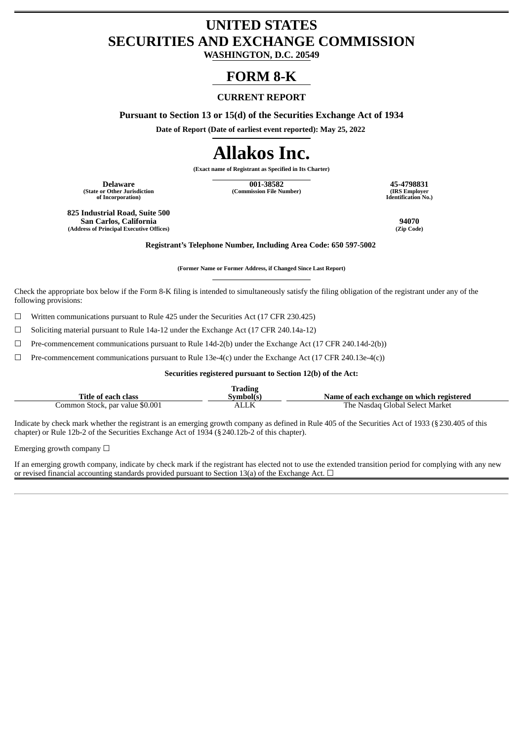# UNITED STATES
# SECURITIES AND EXCHANGE COMMISSION

**WASHINGTON, D.C. 20549**

# FORM 8-K

**CURRENT REPORT**

**Pursuant to Section 13 or 15(d) of the Securities Exchange Act of 1934**

**Date of Report (Date of earliest event reported): May 25, 2022**

# Allakos Inc.

**(Exact name of Registrant as Specified in Its Charter)**

| **Delaware** (State or Other Jurisdiction of Incorporation) | **001-38582** (Commission File Number) | **45-4798831** (IRS Employer Identification No.) |
|---|---|---|

| **825 Industrial Road, Suite 500 San Carlos, California** (Address of Principal Executive Offices) | **94070** (Zip Code) |
|---|---|

**Registrant's Telephone Number, Including Area Code: 650 597-5002**

**(Former Name or Former Address, if Changed Since Last Report)**

Check the appropriate box below if the Form 8-K filing is intended to simultaneously satisfy the filing obligation of the registrant under any of the following provisions:

☐ Written communications pursuant to Rule 425 under the Securities Act (17 CFR 230.425)

☐ Soliciting material pursuant to Rule 14a-12 under the Exchange Act (17 CFR 240.14a-12)

☐ Pre-commencement communications pursuant to Rule 14d-2(b) under the Exchange Act (17 CFR 240.14d-2(b))

☐ Pre-commencement communications pursuant to Rule 13e-4(c) under the Exchange Act (17 CFR 240.13e-4(c))

**Securities registered pursuant to Section 12(b) of the Act:**

| Title of each class | Trading Symbol(s) | Name of each exchange on which registered |
|---|---|---|
| Common Stock, par value $0.001 | ALLK | The Nasdaq Global Select Market |

Indicate by check mark whether the registrant is an emerging growth company as defined in Rule 405 of the Securities Act of 1933 (§230.405 of this chapter) or Rule 12b-2 of the Securities Exchange Act of 1934 (§240.12b-2 of this chapter).

Emerging growth company ☐

If an emerging growth company, indicate by check mark if the registrant has elected not to use the extended transition period for complying with any new or revised financial accounting standards provided pursuant to Section 13(a) of the Exchange Act. ☐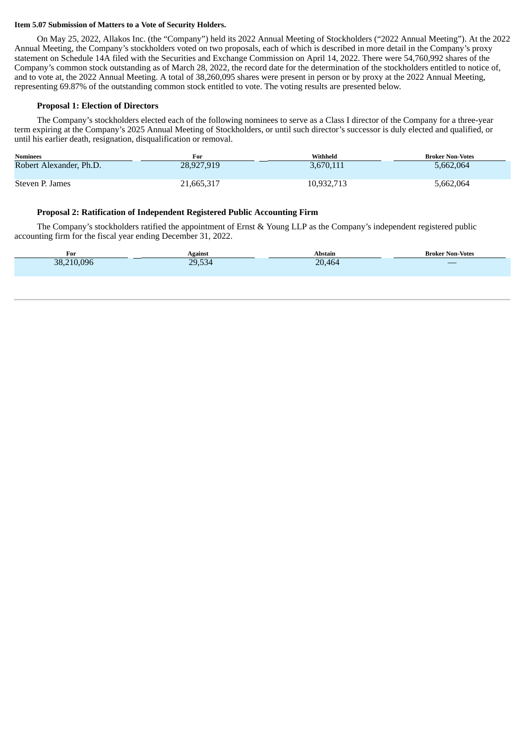**Item 5.07 Submission of Matters to a Vote of Security Holders.**

On May 25, 2022, Allakos Inc. (the "Company") held its 2022 Annual Meeting of Stockholders ("2022 Annual Meeting"). At the 2022 Annual Meeting, the Company's stockholders voted on two proposals, each of which is described in more detail in the Company's proxy statement on Schedule 14A filed with the Securities and Exchange Commission on April 14, 2022. There were 54,760,992 shares of the Company's common stock outstanding as of March 28, 2022, the record date for the determination of the stockholders entitled to notice of, and to vote at, the 2022 Annual Meeting. A total of 38,260,095 shares were present in person or by proxy at the 2022 Annual Meeting, representing 69.87% of the outstanding common stock entitled to vote. The voting results are presented below.

**Proposal 1: Election of Directors**

The Company's stockholders elected each of the following nominees to serve as a Class I director of the Company for a three-year term expiring at the Company's 2025 Annual Meeting of Stockholders, or until such director's successor is duly elected and qualified, or until his earlier death, resignation, disqualification or removal.

| Nominees | For | Withheld | Broker Non-Votes |
|---|---|---|---|
| Robert Alexander, Ph.D. | 28,927,919 | 3,670,111 | 5,662,064 |
| Steven P. James | 21,665,317 | 10,932,713 | 5,662,064 |

**Proposal 2: Ratification of Independent Registered Public Accounting Firm**

The Company's stockholders ratified the appointment of Ernst & Young LLP as the Company's independent registered public accounting firm for the fiscal year ending December 31, 2022.

| For | Against | Abstain | Broker Non-Votes |
|---|---|---|---|
| 38,210,096 | 29,534 | 20,464 | — |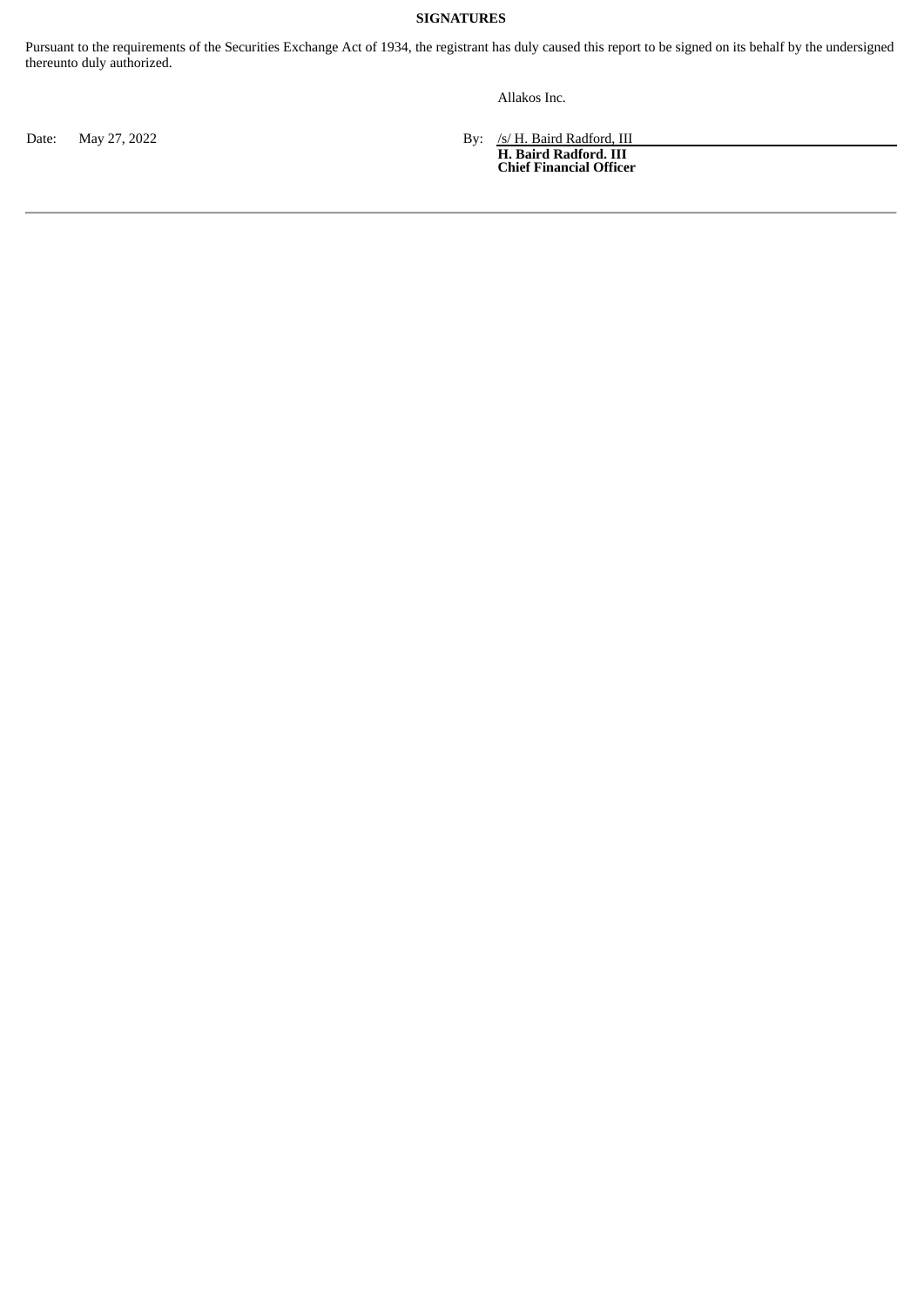**SIGNATURES**

Pursuant to the requirements of the Securities Exchange Act of 1934, the registrant has duly caused this report to be signed on its behalf by the undersigned thereunto duly authorized.

| | | | |
|---|---|---|---|
| | | | Allakos Inc. |
| Date: | May 27, 2022 | By: | /s/ H. Baird Radford, III |
| | | | **H. Baird Radford. III** |
| | | | **Chief Financial Officer** |